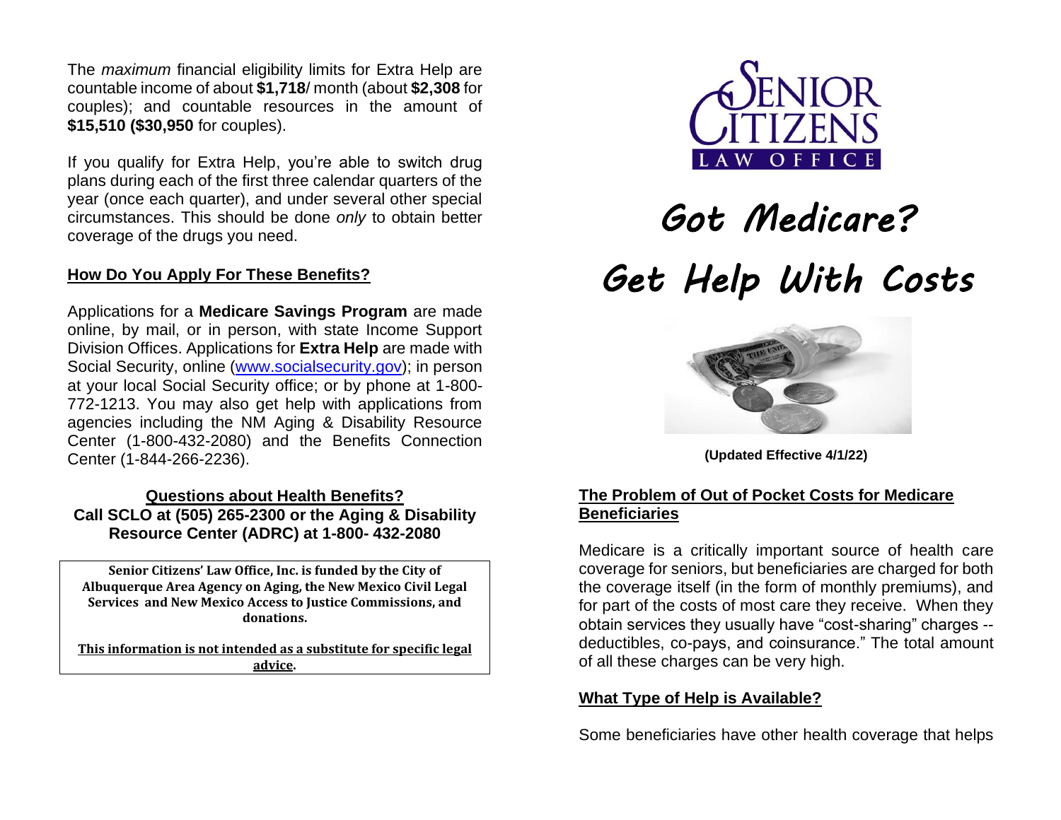The *maximum* financial eligibility limits for Extra Help are countable income of about **$1,718**/ month (about **$2,308** for couples); and countable resources in the amount of **$15,510 ($30,950** for couples).

If you qualify for Extra Help, you're able to switch drug plans during each of the first three calendar quarters of the year (once each quarter), and under several other special circumstances. This should be done *only* to obtain better coverage of the drugs you need.

## How Do You Apply For These Benefits?

Applications for a **Medicare Savings Program** are made online, by mail, or in person, with state Income Support Division Offices. Applications for **Extra Help** are made with Social Security, online (www.socialsecurity.gov); in person at your local Social Security office; or by phone at 1-800-772-1213. You may also get help with applications from agencies including the NM Aging & Disability Resource Center (1-800-432-2080) and the Benefits Connection Center (1-844-266-2236).

**Questions about Health Benefits?**
**Call SCLO at (505) 265-2300 or the Aging & Disability Resource Center (ADRC) at 1-800- 432-2080**

**Senior Citizens' Law Office, Inc. is funded by the City of Albuquerque Area Agency on Aging, the New Mexico Civil Legal Services and New Mexico Access to Justice Commissions, and donations.**

**This information is not intended as a substitute for specific legal advice.**

SENIOR CITIZENS LAW OFFICE

# Got Medicare?

# Get Help With Costs

**(Updated Effective 4/1/22)**

## The Problem of Out of Pocket Costs for Medicare Beneficiaries

Medicare is a critically important source of health care coverage for seniors, but beneficiaries are charged for both the coverage itself (in the form of monthly premiums), and for part of the costs of most care they receive. When they obtain services they usually have "cost-sharing" charges -- deductibles, co-pays, and coinsurance." The total amount of all these charges can be very high.

## What Type of Help is Available?

Some beneficiaries have other health coverage that helps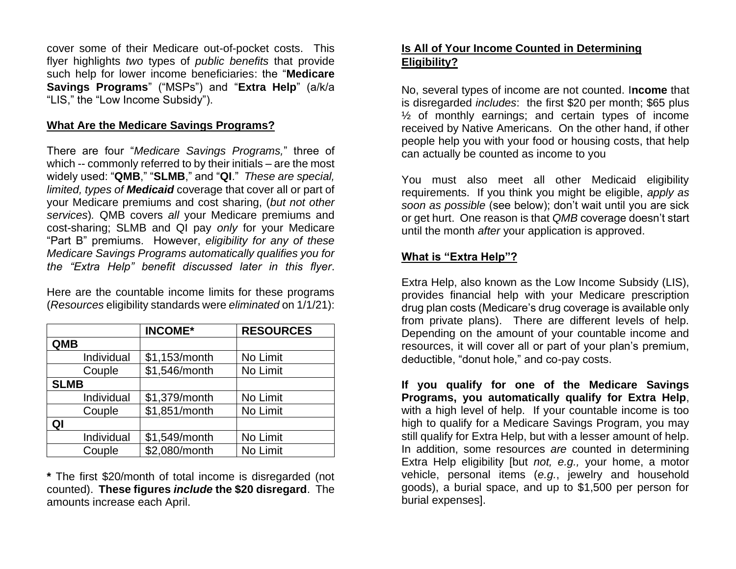cover some of their Medicare out-of-pocket costs. This flyer highlights *two* types of *public benefits* that provide such help for lower income beneficiaries: the "**Medicare Savings Programs**" ("MSPs") and "**Extra Help**" (a/k/a "LIS," the "Low Income Subsidy").

## What Are the Medicare Savings Programs?

There are four "*Medicare Savings Programs,*" three of which -- commonly referred to by their initials – are the most widely used: "**QMB**," "**SLMB**," and "**QI**." *These are special, limited, types of **Medicaid*** coverage that cover all or part of your Medicare premiums and cost sharing, (*but not other services*). QMB covers *all* your Medicare premiums and cost-sharing; SLMB and QI pay *only* for your Medicare "Part B" premiums. However, *eligibility for any of these Medicare Savings Programs automatically qualifies you for the "Extra Help" benefit discussed later in this flyer*.

Here are the countable income limits for these programs (*Resources* eligibility standards were *eliminated* on 1/1/21):

| | INCOME* | RESOURCES |
|---|---|---|
| **QMB** | | |
| Individual | $1,153/month | No Limit |
| Couple | $1,546/month | No Limit |
| **SLMB** | | |
| Individual | $1,379/month | No Limit |
| Couple | $1,851/month | No Limit |
| **QI** | | |
| Individual | $1,549/month | No Limit |
| Couple | $2,080/month | No Limit |

**\*** The first $20/month of total income is disregarded (not counted). **These figures *include* the $20 disregard**. The amounts increase each April.

## Is All of Your Income Counted in Determining Eligibility?

No, several types of income are not counted. I**ncome** that is disregarded *includes*: the first $20 per month; $65 plus ½ of monthly earnings; and certain types of income received by Native Americans. On the other hand, if other people help you with your food or housing costs, that help can actually be counted as income to you

You must also meet all other Medicaid eligibility requirements. If you think you might be eligible, *apply as soon as possible* (see below); don't wait until you are sick or get hurt. One reason is that *QMB* coverage doesn't start until the month *after* your application is approved.

## What is "Extra Help"?

Extra Help, also known as the Low Income Subsidy (LIS), provides financial help with your Medicare prescription drug plan costs (Medicare's drug coverage is available only from private plans). There are different levels of help. Depending on the amount of your countable income and resources, it will cover all or part of your plan's premium, deductible, "donut hole," and co-pay costs.

**If you qualify for one of the Medicare Savings Programs, you automatically qualify for Extra Help**, with a high level of help. If your countable income is too high to qualify for a Medicare Savings Program, you may still qualify for Extra Help, but with a lesser amount of help. In addition, some resources *are* counted in determining Extra Help eligibility [but *not, e.g.,* your home, a motor vehicle, personal items (*e.g.*, jewelry and household goods), a burial space, and up to $1,500 per person for burial expenses].